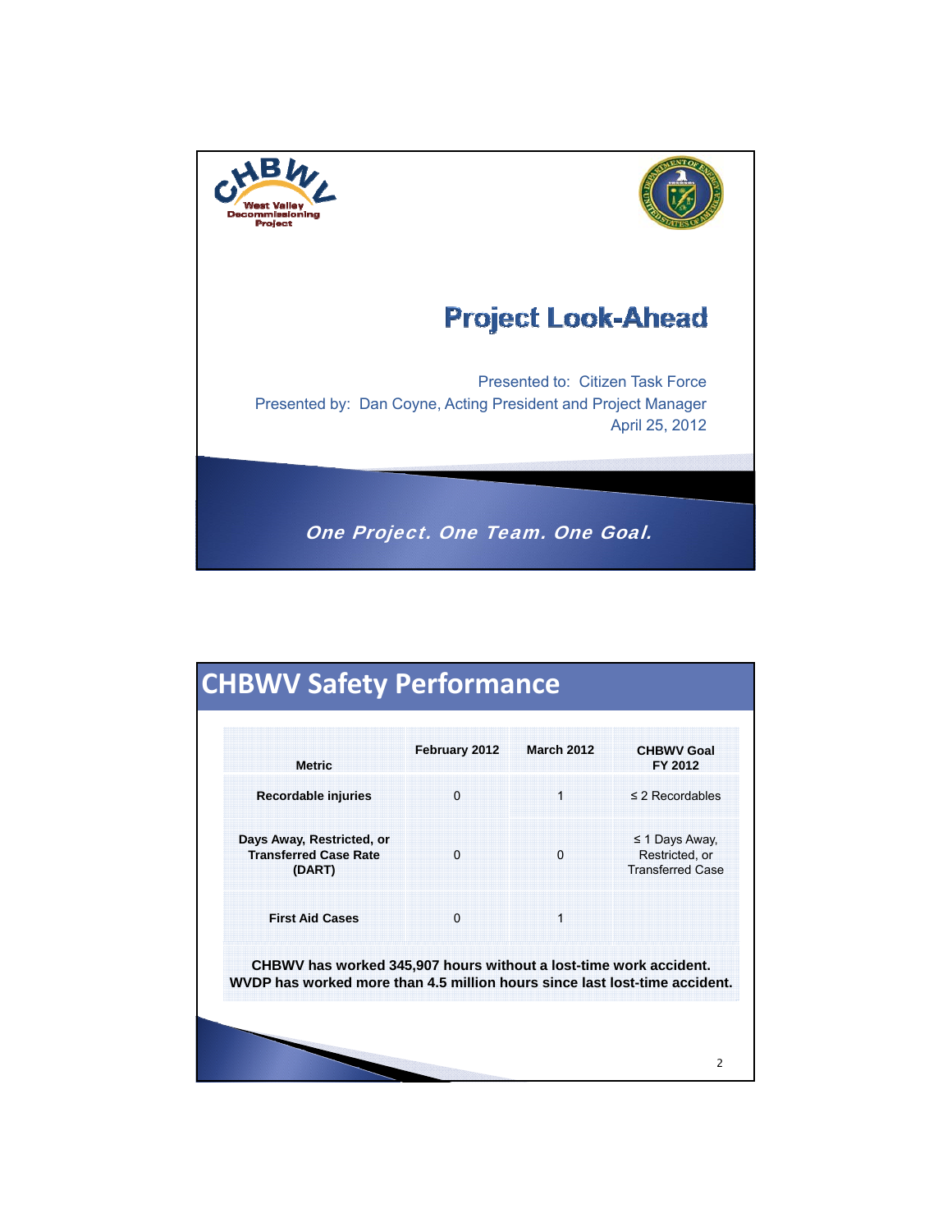CHBWV
West Valley Decommissioning Project

# Project Look-Ahead

Presented to: Citizen Task Force
Presented by: Dan Coyne, Acting President and Project Manager
April 25, 2012

*One Project. One Team. One Goal.*

## CHBWV Safety Performance

| Metric | February 2012 | March 2012 | CHBWV Goal FY 2012 |
|---|---|---|---|
| **Recordable injuries** | 0 | 1 | ≤ 2 Recordables |
| **Days Away, Restricted, or Transferred Case Rate (DART)** | 0 | 0 | ≤ 1 Days Away, Restricted, or Transferred Case |
| **First Aid Cases** | 0 | 1 | |

**CHBWV has worked 345,907 hours without a lost-time work accident.**
**WVDP has worked more than 4.5 million hours since last lost-time accident.**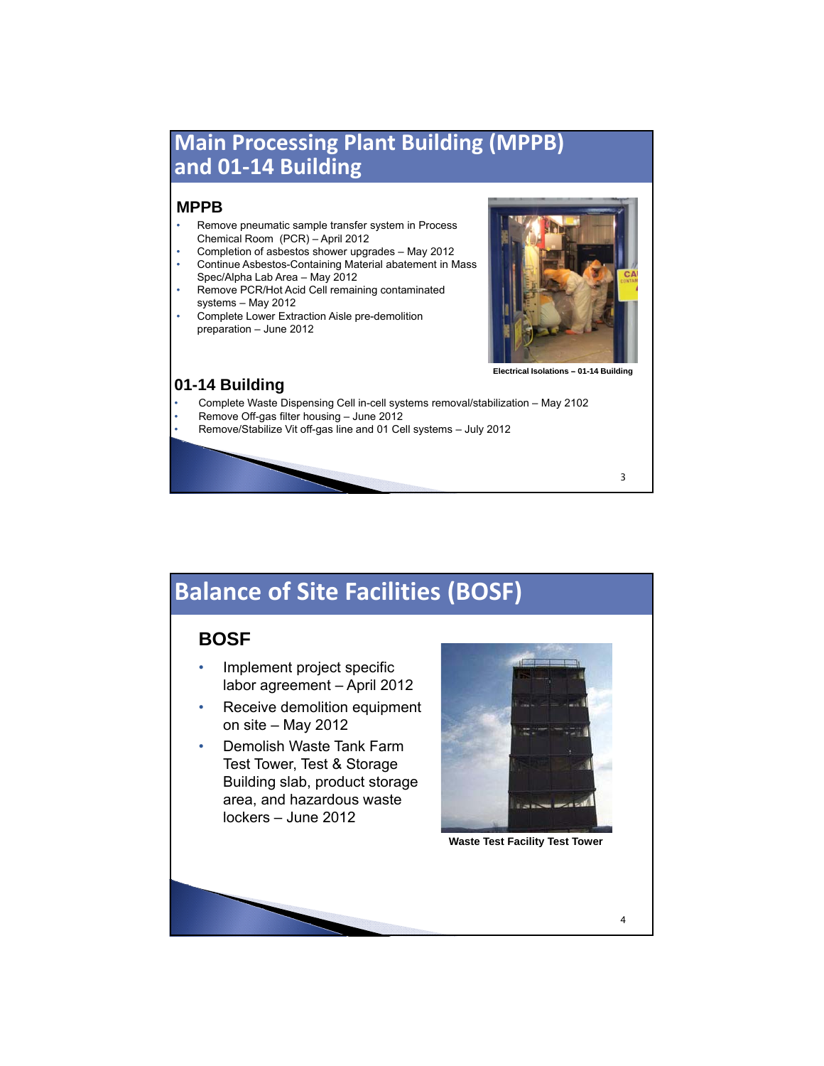# Main Processing Plant Building (MPPB) and 01-14 Building

## MPPB

- Remove pneumatic sample transfer system in Process Chemical Room (PCR) – April 2012
- Completion of asbestos shower upgrades – May 2012
- Continue Asbestos-Containing Material abatement in Mass Spec/Alpha Lab Area – May 2012
- Remove PCR/Hot Acid Cell remaining contaminated systems – May 2012
- Complete Lower Extraction Aisle pre-demolition preparation – June 2012

**Electrical Isolations – 01-14 Building**

## 01-14 Building

- Complete Waste Dispensing Cell in-cell systems removal/stabilization – May 2102
- Remove Off-gas filter housing – June 2012
- Remove/Stabilize Vit off-gas line and 01 Cell systems – July 2012

# Balance of Site Facilities (BOSF)

## BOSF

- Implement project specific labor agreement – April 2012
- Receive demolition equipment on site – May 2012
- Demolish Waste Tank Farm Test Tower, Test & Storage Building slab, product storage area, and hazardous waste lockers – June 2012

**Waste Test Facility Test Tower**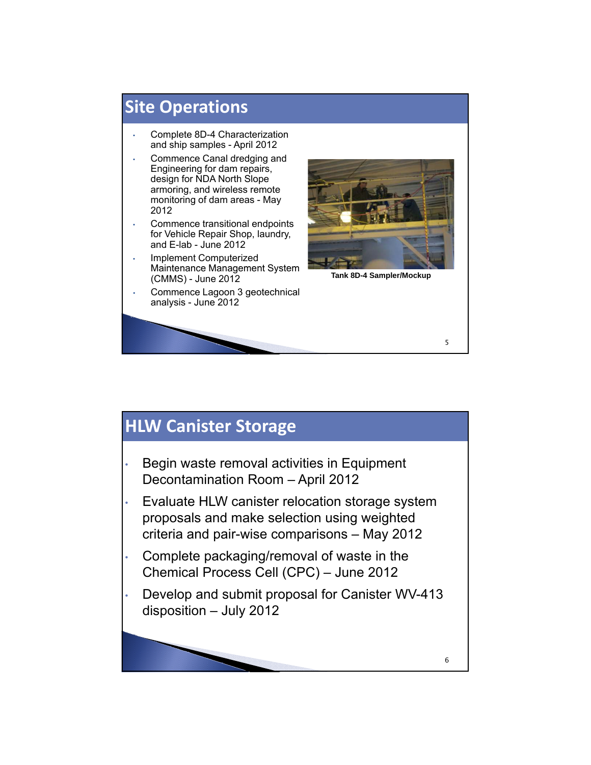## Site Operations

- Complete 8D-4 Characterization and ship samples - April 2012
- Commence Canal dredging and Engineering for dam repairs, design for NDA North Slope armoring, and wireless remote monitoring of dam areas - May 2012
- Commence transitional endpoints for Vehicle Repair Shop, laundry, and E-lab - June 2012
- Implement Computerized Maintenance Management System (CMMS) - June 2012
- Commence Lagoon 3 geotechnical analysis - June 2012

**Tank 8D-4 Sampler/Mockup**

## HLW Canister Storage

- Begin waste removal activities in Equipment Decontamination Room – April 2012
- Evaluate HLW canister relocation storage system proposals and make selection using weighted criteria and pair-wise comparisons – May 2012
- Complete packaging/removal of waste in the Chemical Process Cell (CPC) – June 2012
- Develop and submit proposal for Canister WV-413 disposition – July 2012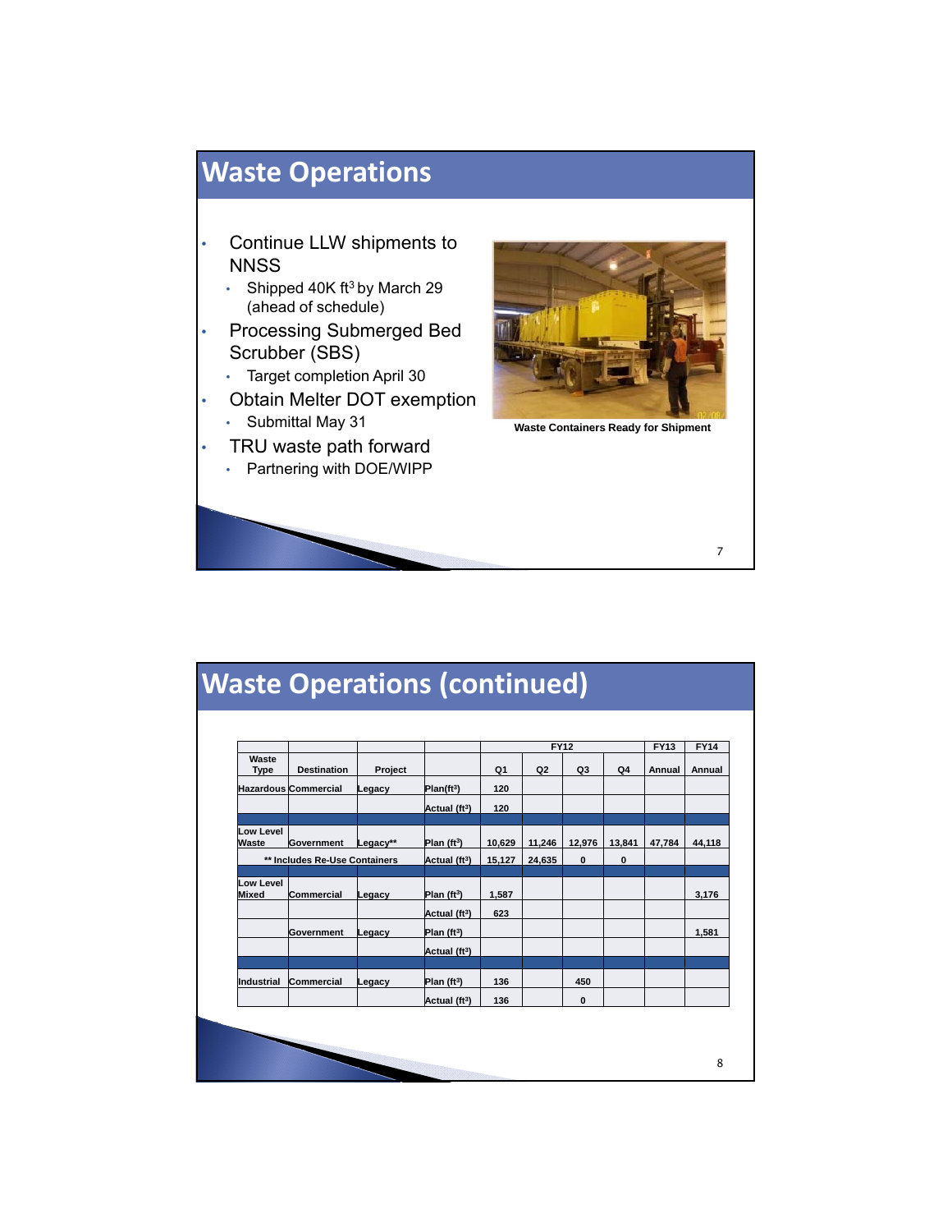# Waste Operations

- Continue LLW shipments to NNSS
  - Shipped 40K $ft^3$ by March 29 (ahead of schedule)
- Processing Submerged Bed Scrubber (SBS)
  - Target completion April 30
- Obtain Melter DOT exemption
  - Submittal May 31
- TRU waste path forward
  - Partnering with DOE/WIPP

Waste Containers Ready for Shipment

# Waste Operations (continued)

| | | | | FY12 | | | | FY13 | FY14 |
|---|---|---|---|---|---|---|---|---|---|
| Waste Type | Destination | Project | | Q1 | Q2 | Q3 | Q4 | Annual | Annual |
| Hazardous | Commercial | Legacy | Plan($ft^3$) | 120 | | | | | |
| | | | Actual ($ft^3$) | 120 | | | | | |
| | | | | | | | | | |
| Low Level Waste | Government | Legacy** | Plan ($ft^3$) | 10,629 | 11,246 | 12,976 | 13,841 | 47,784 | 44,118 |
| ** Includes Re-Use Containers | | | Actual ($ft^3$) | 15,127 | 24,635 | 0 | 0 | | |
| | | | | | | | | | |
| Low Level Mixed | Commercial | Legacy | Plan ($ft^3$) | 1,587 | | | | | 3,176 |
| | | | Actual ($ft^3$) | 623 | | | | | |
| | Government | Legacy | Plan ($ft^3$) | | | | | | 1,581 |
| | | | Actual ($ft^3$) | | | | | | |
| | | | | | | | | | |
| Industrial | Commercial | Legacy | Plan ($ft^3$) | 136 | | 450 | | | |
| | | | Actual ($ft^3$) | 136 | | 0 | | | |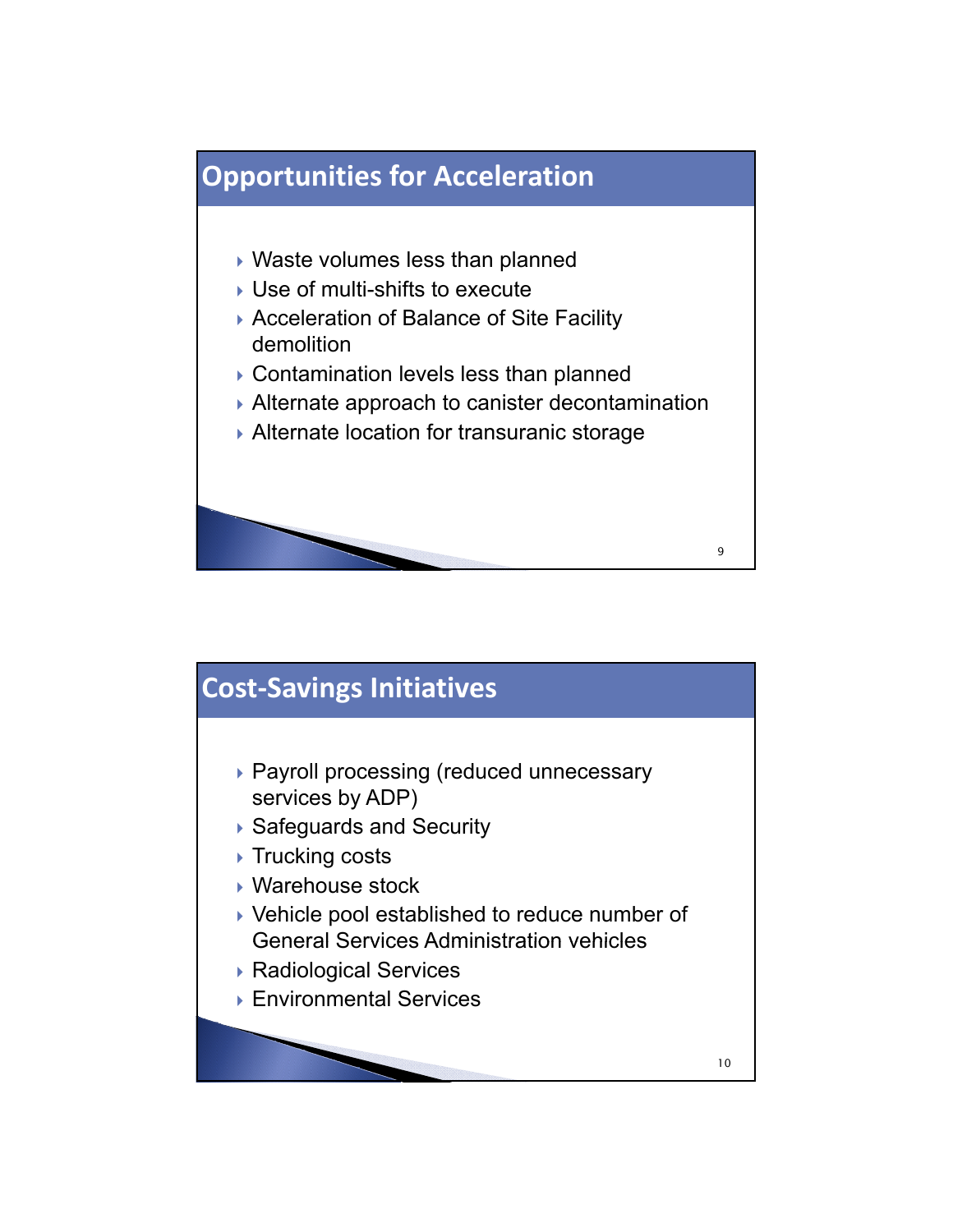## Opportunities for Acceleration

- Waste volumes less than planned
- Use of multi-shifts to execute
- Acceleration of Balance of Site Facility demolition
- Contamination levels less than planned
- Alternate approach to canister decontamination
- Alternate location for transuranic storage

## Cost-Savings Initiatives

- Payroll processing (reduced unnecessary services by ADP)
- Safeguards and Security
- Trucking costs
- Warehouse stock
- Vehicle pool established to reduce number of General Services Administration vehicles
- Radiological Services
- Environmental Services